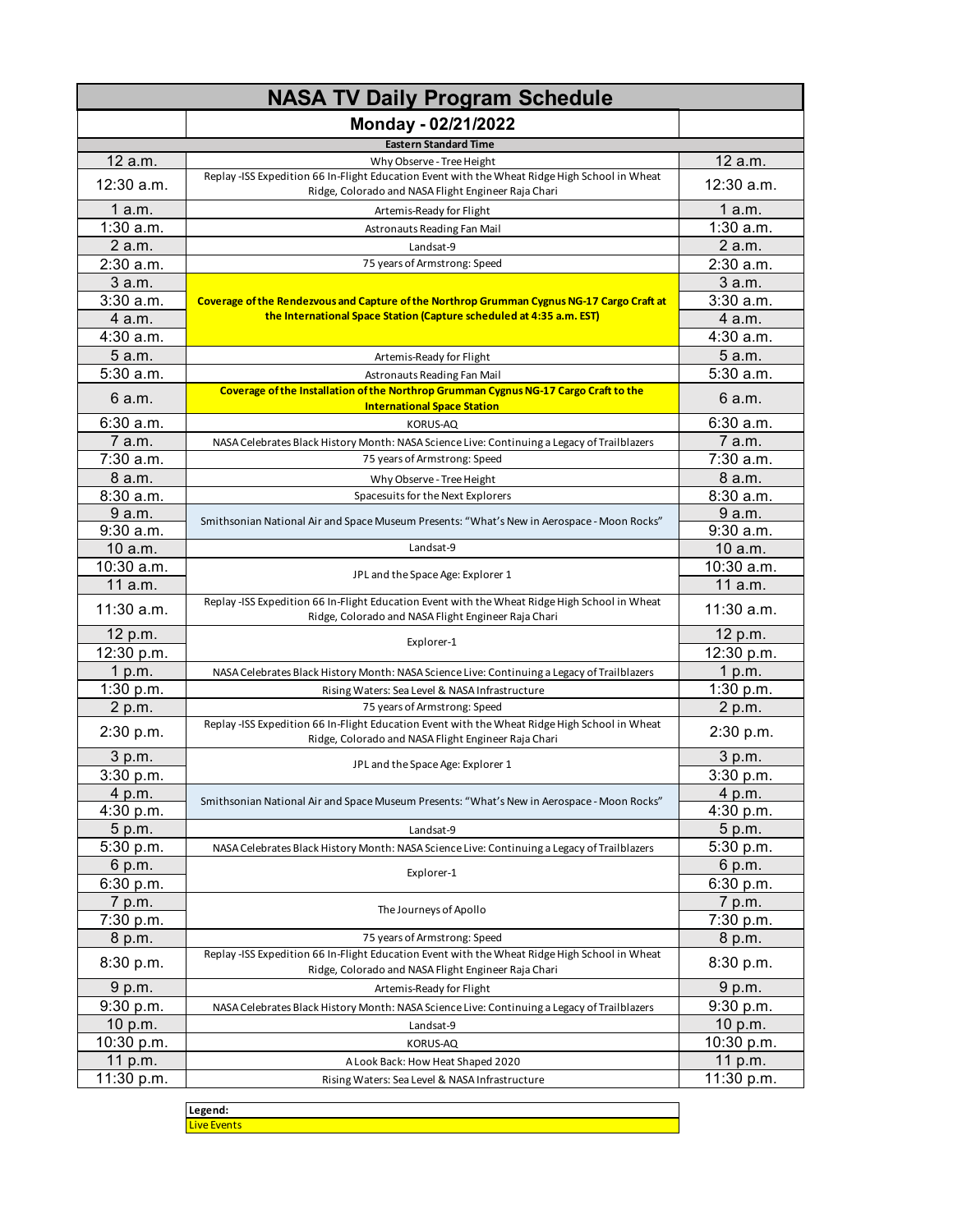# NASA TV Daily Program Schedule

## Monday - 02/21/2022

**Eastern Standard Time**

| Time | Program | Time |
|---|---|---|
| 12 a.m. | Why Observe - Tree Height | 12 a.m. |
| 12:30 a.m. | Replay -ISS Expedition 66 In-Flight Education Event with the Wheat Ridge High School in Wheat Ridge, Colorado and NASA Flight Engineer Raja Chari | 12:30 a.m. |
| 1 a.m. | Artemis-Ready for Flight | 1 a.m. |
| 1:30 a.m. | Astronauts Reading Fan Mail | 1:30 a.m. |
| 2 a.m. | Landsat-9 | 2 a.m. |
| 2:30 a.m. | 75 years of Armstrong: Speed | 2:30 a.m. |
| 3 a.m. | **Coverage of the Rendezvous and Capture of the Northrop Grumman Cygnus NG-17 Cargo Craft at the International Space Station (Capture scheduled at 4:35 a.m. EST)** | 3 a.m. |
| 3:30 a.m. | | 3:30 a.m. |
| 4 a.m. | | 4 a.m. |
| 4:30 a.m. | | 4:30 a.m. |
| 5 a.m. | Artemis-Ready for Flight | 5 a.m. |
| 5:30 a.m. | Astronauts Reading Fan Mail | 5:30 a.m. |
| 6 a.m. | **Coverage of the Installation of the Northrop Grumman Cygnus NG-17 Cargo Craft to the International Space Station** | 6 a.m. |
| 6:30 a.m. | KORUS-AQ | 6:30 a.m. |
| 7 a.m. | NASA Celebrates Black History Month: NASA Science Live: Continuing a Legacy of Trailblazers | 7 a.m. |
| 7:30 a.m. | 75 years of Armstrong: Speed | 7:30 a.m. |
| 8 a.m. | Why Observe - Tree Height | 8 a.m. |
| 8:30 a.m. | Spacesuits for the Next Explorers | 8:30 a.m. |
| 9 a.m. | Smithsonian National Air and Space Museum Presents: "What's New in Aerospace - Moon Rocks" | 9 a.m. |
| 9:30 a.m. | | 9:30 a.m. |
| 10 a.m. | Landsat-9 | 10 a.m. |
| 10:30 a.m. | JPL and the Space Age: Explorer 1 | 10:30 a.m. |
| 11 a.m. | | 11 a.m. |
| 11:30 a.m. | Replay -ISS Expedition 66 In-Flight Education Event with the Wheat Ridge High School in Wheat Ridge, Colorado and NASA Flight Engineer Raja Chari | 11:30 a.m. |
| 12 p.m. | Explorer-1 | 12 p.m. |
| 12:30 p.m. | | 12:30 p.m. |
| 1 p.m. | NASA Celebrates Black History Month: NASA Science Live: Continuing a Legacy of Trailblazers | 1 p.m. |
| 1:30 p.m. | Rising Waters: Sea Level & NASA Infrastructure | 1:30 p.m. |
| 2 p.m. | 75 years of Armstrong: Speed | 2 p.m. |
| 2:30 p.m. | Replay -ISS Expedition 66 In-Flight Education Event with the Wheat Ridge High School in Wheat Ridge, Colorado and NASA Flight Engineer Raja Chari | 2:30 p.m. |
| 3 p.m. | JPL and the Space Age: Explorer 1 | 3 p.m. |
| 3:30 p.m. | | 3:30 p.m. |
| 4 p.m. | Smithsonian National Air and Space Museum Presents: "What's New in Aerospace - Moon Rocks" | 4 p.m. |
| 4:30 p.m. | | 4:30 p.m. |
| 5 p.m. | Landsat-9 | 5 p.m. |
| 5:30 p.m. | NASA Celebrates Black History Month: NASA Science Live: Continuing a Legacy of Trailblazers | 5:30 p.m. |
| 6 p.m. | Explorer-1 | 6 p.m. |
| 6:30 p.m. | | 6:30 p.m. |
| 7 p.m. | The Journeys of Apollo | 7 p.m. |
| 7:30 p.m. | | 7:30 p.m. |
| 8 p.m. | 75 years of Armstrong: Speed | 8 p.m. |
| 8:30 p.m. | Replay -ISS Expedition 66 In-Flight Education Event with the Wheat Ridge High School in Wheat Ridge, Colorado and NASA Flight Engineer Raja Chari | 8:30 p.m. |
| 9 p.m. | Artemis-Ready for Flight | 9 p.m. |
| 9:30 p.m. | NASA Celebrates Black History Month: NASA Science Live: Continuing a Legacy of Trailblazers | 9:30 p.m. |
| 10 p.m. | Landsat-9 | 10 p.m. |
| 10:30 p.m. | KORUS-AQ | 10:30 p.m. |
| 11 p.m. | A Look Back: How Heat Shaped 2020 | 11 p.m. |
| 11:30 p.m. | Rising Waters: Sea Level & NASA Infrastructure | 11:30 p.m. |

**Legend:**

Live Events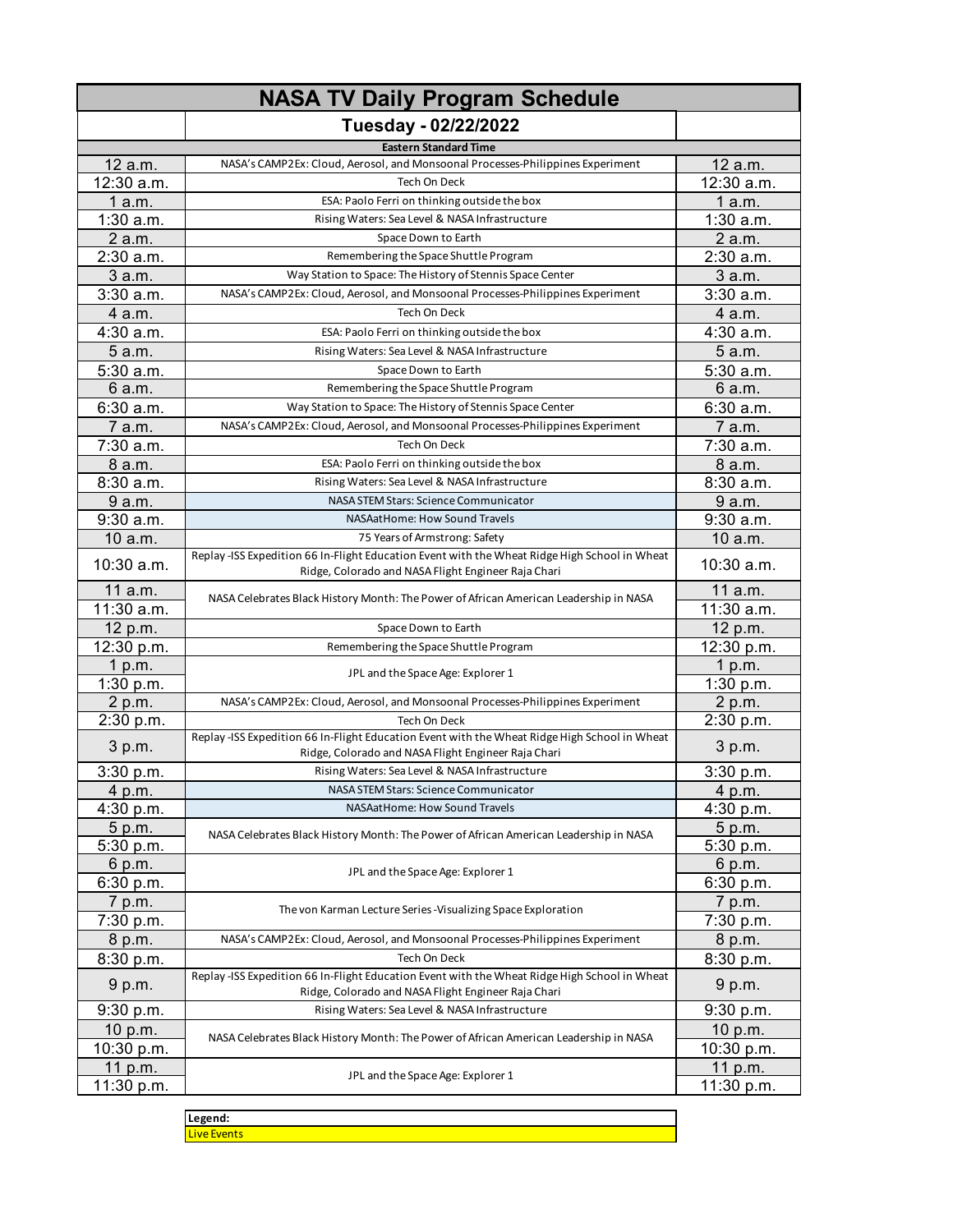# NASA TV Daily Program Schedule

## Tuesday - 02/22/2022

**Eastern Standard Time**

| Time | Program | Time |
|---|---|---|
| 12 a.m. | NASA's CAMP2Ex: Cloud, Aerosol, and Monsoonal Processes-Philippines Experiment | 12 a.m. |
| 12:30 a.m. | Tech On Deck | 12:30 a.m. |
| 1 a.m. | ESA: Paolo Ferri on thinking outside the box | 1 a.m. |
| 1:30 a.m. | Rising Waters: Sea Level & NASA Infrastructure | 1:30 a.m. |
| 2 a.m. | Space Down to Earth | 2 a.m. |
| 2:30 a.m. | Remembering the Space Shuttle Program | 2:30 a.m. |
| 3 a.m. | Way Station to Space: The History of Stennis Space Center | 3 a.m. |
| 3:30 a.m. | NASA's CAMP2Ex: Cloud, Aerosol, and Monsoonal Processes-Philippines Experiment | 3:30 a.m. |
| 4 a.m. | Tech On Deck | 4 a.m. |
| 4:30 a.m. | ESA: Paolo Ferri on thinking outside the box | 4:30 a.m. |
| 5 a.m. | Rising Waters: Sea Level & NASA Infrastructure | 5 a.m. |
| 5:30 a.m. | Space Down to Earth | 5:30 a.m. |
| 6 a.m. | Remembering the Space Shuttle Program | 6 a.m. |
| 6:30 a.m. | Way Station to Space: The History of Stennis Space Center | 6:30 a.m. |
| 7 a.m. | NASA's CAMP2Ex: Cloud, Aerosol, and Monsoonal Processes-Philippines Experiment | 7 a.m. |
| 7:30 a.m. | Tech On Deck | 7:30 a.m. |
| 8 a.m. | ESA: Paolo Ferri on thinking outside the box | 8 a.m. |
| 8:30 a.m. | Rising Waters: Sea Level & NASA Infrastructure | 8:30 a.m. |
| 9 a.m. | NASA STEM Stars: Science Communicator | 9 a.m. |
| 9:30 a.m. | NASAatHome: How Sound Travels | 9:30 a.m. |
| 10 a.m. | 75 Years of Armstrong: Safety | 10 a.m. |
| 10:30 a.m. | Replay -ISS Expedition 66 In-Flight Education Event with the Wheat Ridge High School in Wheat Ridge, Colorado and NASA Flight Engineer Raja Chari | 10:30 a.m. |
| 11 a.m. | NASA Celebrates Black History Month: The Power of African American Leadership in NASA | 11 a.m. |
| 11:30 a.m. | | 11:30 a.m. |
| 12 p.m. | Space Down to Earth | 12 p.m. |
| 12:30 p.m. | Remembering the Space Shuttle Program | 12:30 p.m. |
| 1 p.m. | JPL and the Space Age: Explorer 1 | 1 p.m. |
| 1:30 p.m. | | 1:30 p.m. |
| 2 p.m. | NASA's CAMP2Ex: Cloud, Aerosol, and Monsoonal Processes-Philippines Experiment | 2 p.m. |
| 2:30 p.m. | Tech On Deck | 2:30 p.m. |
| 3 p.m. | Replay -ISS Expedition 66 In-Flight Education Event with the Wheat Ridge High School in Wheat Ridge, Colorado and NASA Flight Engineer Raja Chari | 3 p.m. |
| 3:30 p.m. | Rising Waters: Sea Level & NASA Infrastructure | 3:30 p.m. |
| 4 p.m. | NASA STEM Stars: Science Communicator | 4 p.m. |
| 4:30 p.m. | NASAatHome: How Sound Travels | 4:30 p.m. |
| 5 p.m. | NASA Celebrates Black History Month: The Power of African American Leadership in NASA | 5 p.m. |
| 5:30 p.m. | | 5:30 p.m. |
| 6 p.m. | JPL and the Space Age: Explorer 1 | 6 p.m. |
| 6:30 p.m. | | 6:30 p.m. |
| 7 p.m. | The von Karman Lecture Series -Visualizing Space Exploration | 7 p.m. |
| 7:30 p.m. | | 7:30 p.m. |
| 8 p.m. | NASA's CAMP2Ex: Cloud, Aerosol, and Monsoonal Processes-Philippines Experiment | 8 p.m. |
| 8:30 p.m. | Tech On Deck | 8:30 p.m. |
| 9 p.m. | Replay -ISS Expedition 66 In-Flight Education Event with the Wheat Ridge High School in Wheat Ridge, Colorado and NASA Flight Engineer Raja Chari | 9 p.m. |
| 9:30 p.m. | Rising Waters: Sea Level & NASA Infrastructure | 9:30 p.m. |
| 10 p.m. | NASA Celebrates Black History Month: The Power of African American Leadership in NASA | 10 p.m. |
| 10:30 p.m. | | 10:30 p.m. |
| 11 p.m. | JPL and the Space Age: Explorer 1 | 11 p.m. |
| 11:30 p.m. | | 11:30 p.m. |

**Legend:**

Live Events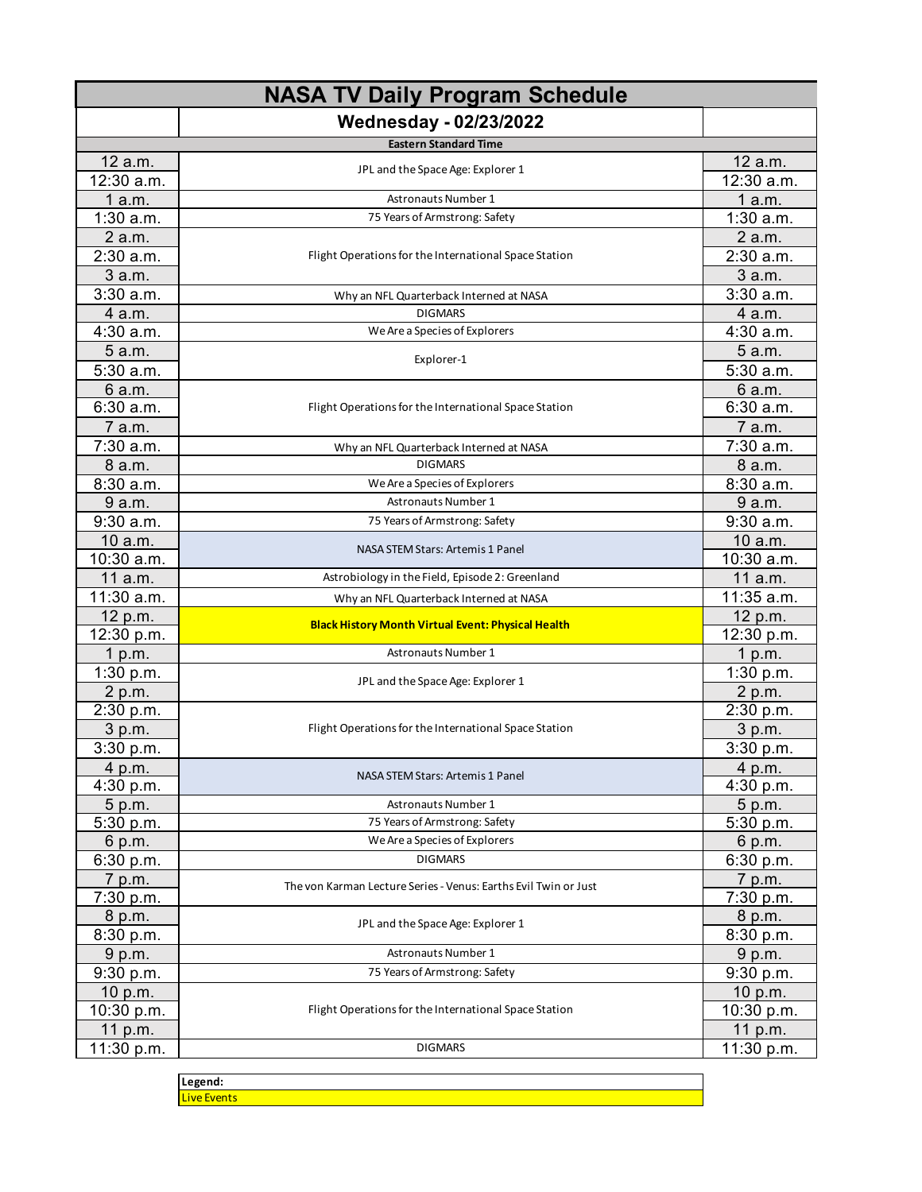# NASA TV Daily Program Schedule

## Wednesday - 02/23/2022

**Eastern Standard Time**

| Time | Program | Time |
|---|---|---|
| 12 a.m. | JPL and the Space Age: Explorer 1 | 12 a.m. |
| 12:30 a.m. | | 12:30 a.m. |
| 1 a.m. | Astronauts Number 1 | 1 a.m. |
| 1:30 a.m. | 75 Years of Armstrong: Safety | 1:30 a.m. |
| 2 a.m. | Flight Operations for the International Space Station | 2 a.m. |
| 2:30 a.m. | | 2:30 a.m. |
| 3 a.m. | | 3 a.m. |
| 3:30 a.m. | Why an NFL Quarterback Interned at NASA | 3:30 a.m. |
| 4 a.m. | DIGMARS | 4 a.m. |
| 4:30 a.m. | We Are a Species of Explorers | 4:30 a.m. |
| 5 a.m. | Explorer-1 | 5 a.m. |
| 5:30 a.m. | | 5:30 a.m. |
| 6 a.m. | Flight Operations for the International Space Station | 6 a.m. |
| 6:30 a.m. | | 6:30 a.m. |
| 7 a.m. | | 7 a.m. |
| 7:30 a.m. | Why an NFL Quarterback Interned at NASA | 7:30 a.m. |
| 8 a.m. | DIGMARS | 8 a.m. |
| 8:30 a.m. | We Are a Species of Explorers | 8:30 a.m. |
| 9 a.m. | Astronauts Number 1 | 9 a.m. |
| 9:30 a.m. | 75 Years of Armstrong: Safety | 9:30 a.m. |
| 10 a.m. | NASA STEM Stars: Artemis 1 Panel | 10 a.m. |
| 10:30 a.m. | | 10:30 a.m. |
| 11 a.m. | Astrobiology in the Field, Episode 2: Greenland | 11 a.m. |
| 11:30 a.m. | Why an NFL Quarterback Interned at NASA | 11:35 a.m. |
| 12 p.m. | **Black History Month Virtual Event: Physical Health** | 12 p.m. |
| 12:30 p.m. | | 12:30 p.m. |
| 1 p.m. | Astronauts Number 1 | 1 p.m. |
| 1:30 p.m. | JPL and the Space Age: Explorer 1 | 1:30 p.m. |
| 2 p.m. | | 2 p.m. |
| 2:30 p.m. | Flight Operations for the International Space Station | 2:30 p.m. |
| 3 p.m. | | 3 p.m. |
| 3:30 p.m. | | 3:30 p.m. |
| 4 p.m. | NASA STEM Stars: Artemis 1 Panel | 4 p.m. |
| 4:30 p.m. | | 4:30 p.m. |
| 5 p.m. | Astronauts Number 1 | 5 p.m. |
| 5:30 p.m. | 75 Years of Armstrong: Safety | 5:30 p.m. |
| 6 p.m. | We Are a Species of Explorers | 6 p.m. |
| 6:30 p.m. | DIGMARS | 6:30 p.m. |
| 7 p.m. | The von Karman Lecture Series - Venus: Earths Evil Twin or Just | 7 p.m. |
| 7:30 p.m. | | 7:30 p.m. |
| 8 p.m. | JPL and the Space Age: Explorer 1 | 8 p.m. |
| 8:30 p.m. | | 8:30 p.m. |
| 9 p.m. | Astronauts Number 1 | 9 p.m. |
| 9:30 p.m. | 75 Years of Armstrong: Safety | 9:30 p.m. |
| 10 p.m. | Flight Operations for the International Space Station | 10 p.m. |
| 10:30 p.m. | | 10:30 p.m. |
| 11 p.m. | | 11 p.m. |
| 11:30 p.m. | DIGMARS | 11:30 p.m. |

| **Legend:** |
|---|
| Live Events |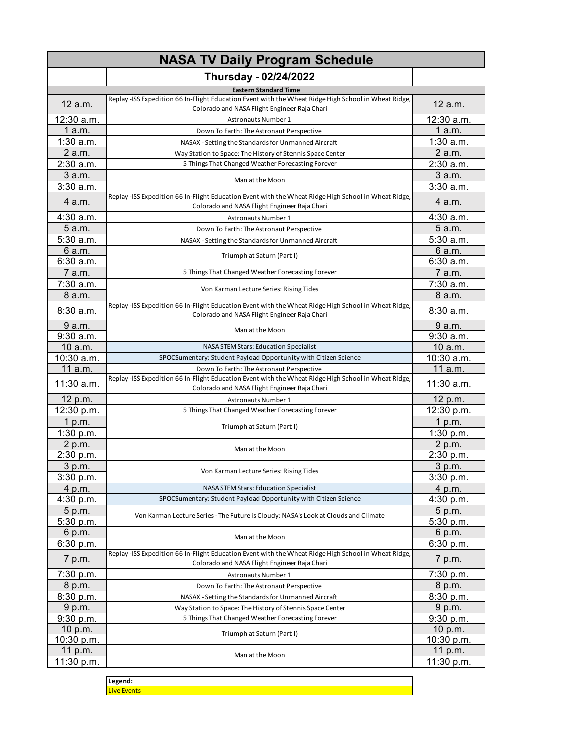# NASA TV Daily Program Schedule

## Thursday - 02/24/2022

| Eastern Standard Time | | |
|---|---|---|
| 12 a.m. | Replay -ISS Expedition 66 In-Flight Education Event with the Wheat Ridge High School in Wheat Ridge, Colorado and NASA Flight Engineer Raja Chari | 12 a.m. |
| 12:30 a.m. | Astronauts Number 1 | 12:30 a.m. |
| 1 a.m. | Down To Earth: The Astronaut Perspective | 1 a.m. |
| 1:30 a.m. | NASAX - Setting the Standards for Unmanned Aircraft | 1:30 a.m. |
| 2 a.m. | Way Station to Space: The History of Stennis Space Center | 2 a.m. |
| 2:30 a.m. | 5 Things That Changed Weather Forecasting Forever | 2:30 a.m. |
| 3 a.m. | Man at the Moon | 3 a.m. |
| 3:30 a.m. | | 3:30 a.m. |
| 4 a.m. | Replay -ISS Expedition 66 In-Flight Education Event with the Wheat Ridge High School in Wheat Ridge, Colorado and NASA Flight Engineer Raja Chari | 4 a.m. |
| 4:30 a.m. | Astronauts Number 1 | 4:30 a.m. |
| 5 a.m. | Down To Earth: The Astronaut Perspective | 5 a.m. |
| 5:30 a.m. | NASAX - Setting the Standards for Unmanned Aircraft | 5:30 a.m. |
| 6 a.m. | Triumph at Saturn (Part I) | 6 a.m. |
| 6:30 a.m. | | 6:30 a.m. |
| 7 a.m. | 5 Things That Changed Weather Forecasting Forever | 7 a.m. |
| 7:30 a.m. | Von Karman Lecture Series: Rising Tides | 7:30 a.m. |
| 8 a.m. | | 8 a.m. |
| 8:30 a.m. | Replay -ISS Expedition 66 In-Flight Education Event with the Wheat Ridge High School in Wheat Ridge, Colorado and NASA Flight Engineer Raja Chari | 8:30 a.m. |
| 9 a.m. | Man at the Moon | 9 a.m. |
| 9:30 a.m. | | 9:30 a.m. |
| 10 a.m. | NASA STEM Stars: Education Specialist | 10 a.m. |
| 10:30 a.m. | SPOCSumentary: Student Payload Opportunity with Citizen Science | 10:30 a.m. |
| 11 a.m. | Down To Earth: The Astronaut Perspective | 11 a.m. |
| 11:30 a.m. | Replay -ISS Expedition 66 In-Flight Education Event with the Wheat Ridge High School in Wheat Ridge, Colorado and NASA Flight Engineer Raja Chari | 11:30 a.m. |
| 12 p.m. | Astronauts Number 1 | 12 p.m. |
| 12:30 p.m. | 5 Things That Changed Weather Forecasting Forever | 12:30 p.m. |
| 1 p.m. | Triumph at Saturn (Part I) | 1 p.m. |
| 1:30 p.m. | | 1:30 p.m. |
| 2 p.m. | Man at the Moon | 2 p.m. |
| 2:30 p.m. | | 2:30 p.m. |
| 3 p.m. | Von Karman Lecture Series: Rising Tides | 3 p.m. |
| 3:30 p.m. | | 3:30 p.m. |
| 4 p.m. | NASA STEM Stars: Education Specialist | 4 p.m. |
| 4:30 p.m. | SPOCSumentary: Student Payload Opportunity with Citizen Science | 4:30 p.m. |
| 5 p.m. | Von Karman Lecture Series - The Future is Cloudy: NASA's Look at Clouds and Climate | 5 p.m. |
| 5:30 p.m. | | 5:30 p.m. |
| 6 p.m. | Man at the Moon | 6 p.m. |
| 6:30 p.m. | | 6:30 p.m. |
| 7 p.m. | Replay -ISS Expedition 66 In-Flight Education Event with the Wheat Ridge High School in Wheat Ridge, Colorado and NASA Flight Engineer Raja Chari | 7 p.m. |
| 7:30 p.m. | Astronauts Number 1 | 7:30 p.m. |
| 8 p.m. | Down To Earth: The Astronaut Perspective | 8 p.m. |
| 8:30 p.m. | NASAX - Setting the Standards for Unmanned Aircraft | 8:30 p.m. |
| 9 p.m. | Way Station to Space: The History of Stennis Space Center | 9 p.m. |
| 9:30 p.m. | 5 Things That Changed Weather Forecasting Forever | 9:30 p.m. |
| 10 p.m. | Triumph at Saturn (Part I) | 10 p.m. |
| 10:30 p.m. | | 10:30 p.m. |
| 11 p.m. | Man at the Moon | 11 p.m. |
| 11:30 p.m. | | 11:30 p.m. |

| Legend: |
|---|
| Live Events |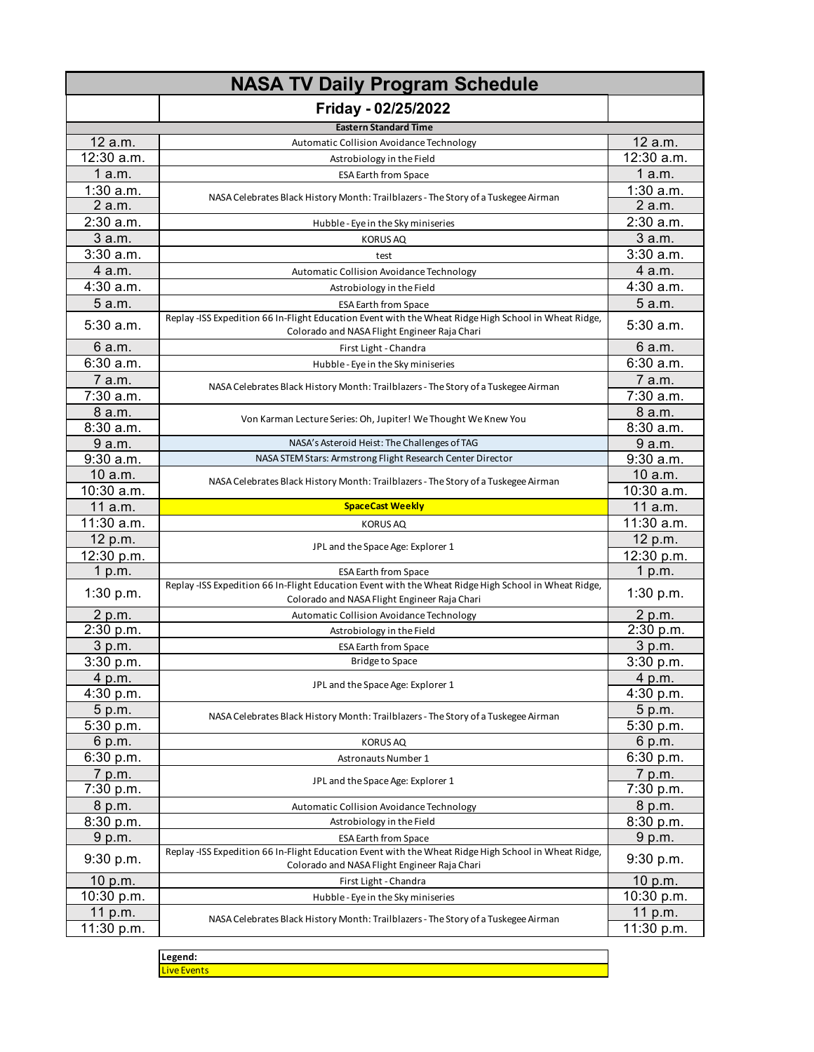# NASA TV Daily Program Schedule

## Friday - 02/25/2022

| Eastern Standard Time | | |
|---|---|---|
| 12 a.m. | Automatic Collision Avoidance Technology | 12 a.m. |
| 12:30 a.m. | Astrobiology in the Field | 12:30 a.m. |
| 1 a.m. | ESA Earth from Space | 1 a.m. |
| 1:30 a.m. | NASA Celebrates Black History Month: Trailblazers - The Story of a Tuskegee Airman | 1:30 a.m. |
| 2 a.m. | | 2 a.m. |
| 2:30 a.m. | Hubble - Eye in the Sky miniseries | 2:30 a.m. |
| 3 a.m. | KORUS AQ | 3 a.m. |
| 3:30 a.m. | test | 3:30 a.m. |
| 4 a.m. | Automatic Collision Avoidance Technology | 4 a.m. |
| 4:30 a.m. | Astrobiology in the Field | 4:30 a.m. |
| 5 a.m. | ESA Earth from Space | 5 a.m. |
| 5:30 a.m. | Replay -ISS Expedition 66 In-Flight Education Event with the Wheat Ridge High School in Wheat Ridge, Colorado and NASA Flight Engineer Raja Chari | 5:30 a.m. |
| 6 a.m. | First Light - Chandra | 6 a.m. |
| 6:30 a.m. | Hubble - Eye in the Sky miniseries | 6:30 a.m. |
| 7 a.m. | NASA Celebrates Black History Month: Trailblazers - The Story of a Tuskegee Airman | 7 a.m. |
| 7:30 a.m. | | 7:30 a.m. |
| 8 a.m. | Von Karman Lecture Series: Oh, Jupiter! We Thought We Knew You | 8 a.m. |
| 8:30 a.m. | | 8:30 a.m. |
| 9 a.m. | NASA's Asteroid Heist: The Challenges of TAG | 9 a.m. |
| 9:30 a.m. | NASA STEM Stars: Armstrong Flight Research Center Director | 9:30 a.m. |
| 10 a.m. | NASA Celebrates Black History Month: Trailblazers - The Story of a Tuskegee Airman | 10 a.m. |
| 10:30 a.m. | | 10:30 a.m. |
| 11 a.m. | **SpaceCast Weekly** | 11 a.m. |
| 11:30 a.m. | KORUS AQ | 11:30 a.m. |
| 12 p.m. | JPL and the Space Age: Explorer 1 | 12 p.m. |
| 12:30 p.m. | | 12:30 p.m. |
| 1 p.m. | ESA Earth from Space | 1 p.m. |
| 1:30 p.m. | Replay -ISS Expedition 66 In-Flight Education Event with the Wheat Ridge High School in Wheat Ridge, Colorado and NASA Flight Engineer Raja Chari | 1:30 p.m. |
| 2 p.m. | Automatic Collision Avoidance Technology | 2 p.m. |
| 2:30 p.m. | Astrobiology in the Field | 2:30 p.m. |
| 3 p.m. | ESA Earth from Space | 3 p.m. |
| 3:30 p.m. | Bridge to Space | 3:30 p.m. |
| 4 p.m. | JPL and the Space Age: Explorer 1 | 4 p.m. |
| 4:30 p.m. | | 4:30 p.m. |
| 5 p.m. | NASA Celebrates Black History Month: Trailblazers - The Story of a Tuskegee Airman | 5 p.m. |
| 5:30 p.m. | | 5:30 p.m. |
| 6 p.m. | KORUS AQ | 6 p.m. |
| 6:30 p.m. | Astronauts Number 1 | 6:30 p.m. |
| 7 p.m. | JPL and the Space Age: Explorer 1 | 7 p.m. |
| 7:30 p.m. | | 7:30 p.m. |
| 8 p.m. | Automatic Collision Avoidance Technology | 8 p.m. |
| 8:30 p.m. | Astrobiology in the Field | 8:30 p.m. |
| 9 p.m. | ESA Earth from Space | 9 p.m. |
| 9:30 p.m. | Replay -ISS Expedition 66 In-Flight Education Event with the Wheat Ridge High School in Wheat Ridge, Colorado and NASA Flight Engineer Raja Chari | 9:30 p.m. |
| 10 p.m. | First Light - Chandra | 10 p.m. |
| 10:30 p.m. | Hubble - Eye in the Sky miniseries | 10:30 p.m. |
| 11 p.m. | NASA Celebrates Black History Month: Trailblazers - The Story of a Tuskegee Airman | 11 p.m. |
| 11:30 p.m. | | 11:30 p.m. |

| Legend: |
|---|
| Live Events |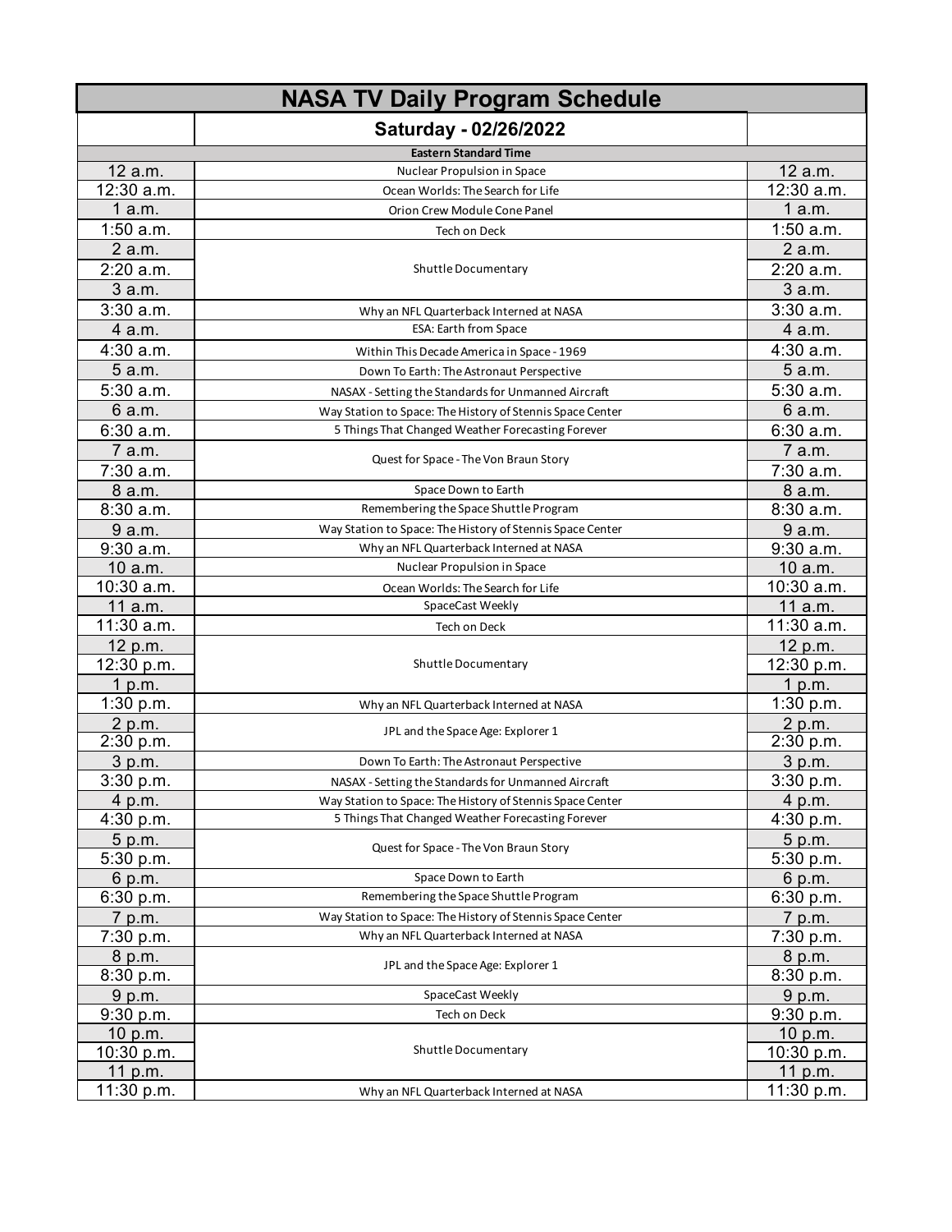# NASA TV Daily Program Schedule

## Saturday - 02/26/2022

**Eastern Standard Time**

| Time | Program | Time |
|---|---|---|
| 12 a.m. | Nuclear Propulsion in Space | 12 a.m. |
| 12:30 a.m. | Ocean Worlds: The Search for Life | 12:30 a.m. |
| 1 a.m. | Orion Crew Module Cone Panel | 1 a.m. |
| 1:50 a.m. | Tech on Deck | 1:50 a.m. |
| 2 a.m. | Shuttle Documentary | 2 a.m. |
| 2:20 a.m. | | 2:20 a.m. |
| 3 a.m. | | 3 a.m. |
| 3:30 a.m. | Why an NFL Quarterback Interned at NASA | 3:30 a.m. |
| 4 a.m. | ESA: Earth from Space | 4 a.m. |
| 4:30 a.m. | Within This Decade America in Space - 1969 | 4:30 a.m. |
| 5 a.m. | Down To Earth: The Astronaut Perspective | 5 a.m. |
| 5:30 a.m. | NASAX - Setting the Standards for Unmanned Aircraft | 5:30 a.m. |
| 6 a.m. | Way Station to Space: The History of Stennis Space Center | 6 a.m. |
| 6:30 a.m. | 5 Things That Changed Weather Forecasting Forever | 6:30 a.m. |
| 7 a.m. | Quest for Space - The Von Braun Story | 7 a.m. |
| 7:30 a.m. | | 7:30 a.m. |
| 8 a.m. | Space Down to Earth | 8 a.m. |
| 8:30 a.m. | Remembering the Space Shuttle Program | 8:30 a.m. |
| 9 a.m. | Way Station to Space: The History of Stennis Space Center | 9 a.m. |
| 9:30 a.m. | Why an NFL Quarterback Interned at NASA | 9:30 a.m. |
| 10 a.m. | Nuclear Propulsion in Space | 10 a.m. |
| 10:30 a.m. | Ocean Worlds: The Search for Life | 10:30 a.m. |
| 11 a.m. | SpaceCast Weekly | 11 a.m. |
| 11:30 a.m. | Tech on Deck | 11:30 a.m. |
| 12 p.m. | Shuttle Documentary | 12 p.m. |
| 12:30 p.m. | | 12:30 p.m. |
| 1 p.m. | | 1 p.m. |
| 1:30 p.m. | Why an NFL Quarterback Interned at NASA | 1:30 p.m. |
| 2 p.m. | JPL and the Space Age: Explorer 1 | 2 p.m. |
| 2:30 p.m. | | 2:30 p.m. |
| 3 p.m. | Down To Earth: The Astronaut Perspective | 3 p.m. |
| 3:30 p.m. | NASAX - Setting the Standards for Unmanned Aircraft | 3:30 p.m. |
| 4 p.m. | Way Station to Space: The History of Stennis Space Center | 4 p.m. |
| 4:30 p.m. | 5 Things That Changed Weather Forecasting Forever | 4:30 p.m. |
| 5 p.m. | Quest for Space - The Von Braun Story | 5 p.m. |
| 5:30 p.m. | | 5:30 p.m. |
| 6 p.m. | Space Down to Earth | 6 p.m. |
| 6:30 p.m. | Remembering the Space Shuttle Program | 6:30 p.m. |
| 7 p.m. | Way Station to Space: The History of Stennis Space Center | 7 p.m. |
| 7:30 p.m. | Why an NFL Quarterback Interned at NASA | 7:30 p.m. |
| 8 p.m. | JPL and the Space Age: Explorer 1 | 8 p.m. |
| 8:30 p.m. | | 8:30 p.m. |
| 9 p.m. | SpaceCast Weekly | 9 p.m. |
| 9:30 p.m. | Tech on Deck | 9:30 p.m. |
| 10 p.m. | Shuttle Documentary | 10 p.m. |
| 10:30 p.m. | | 10:30 p.m. |
| 11 p.m. | | 11 p.m. |
| 11:30 p.m. | Why an NFL Quarterback Interned at NASA | 11:30 p.m. |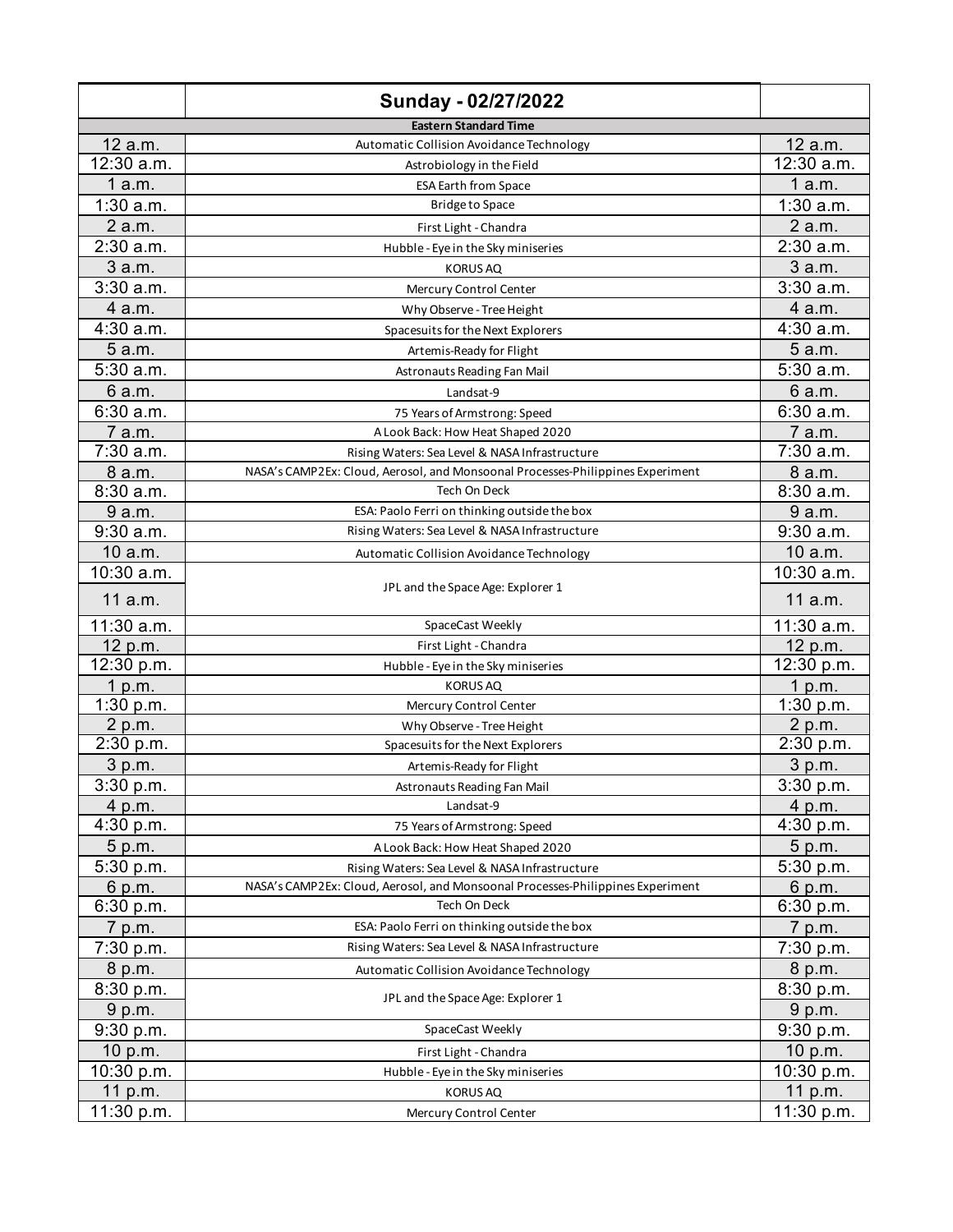| | Sunday - 02/27/2022 | |
|---|---|---|
| | **Eastern Standard Time** | |
| 12 a.m. | Automatic Collision Avoidance Technology | 12 a.m. |
| 12:30 a.m. | Astrobiology in the Field | 12:30 a.m. |
| 1 a.m. | ESA Earth from Space | 1 a.m. |
| 1:30 a.m. | Bridge to Space | 1:30 a.m. |
| 2 a.m. | First Light - Chandra | 2 a.m. |
| 2:30 a.m. | Hubble - Eye in the Sky miniseries | 2:30 a.m. |
| 3 a.m. | KORUS AQ | 3 a.m. |
| 3:30 a.m. | Mercury Control Center | 3:30 a.m. |
| 4 a.m. | Why Observe - Tree Height | 4 a.m. |
| 4:30 a.m. | Spacesuits for the Next Explorers | 4:30 a.m. |
| 5 a.m. | Artemis-Ready for Flight | 5 a.m. |
| 5:30 a.m. | Astronauts Reading Fan Mail | 5:30 a.m. |
| 6 a.m. | Landsat-9 | 6 a.m. |
| 6:30 a.m. | 75 Years of Armstrong: Speed | 6:30 a.m. |
| 7 a.m. | A Look Back: How Heat Shaped 2020 | 7 a.m. |
| 7:30 a.m. | Rising Waters: Sea Level & NASA Infrastructure | 7:30 a.m. |
| 8 a.m. | NASA's CAMP2Ex: Cloud, Aerosol, and Monsoonal Processes-Philippines Experiment | 8 a.m. |
| 8:30 a.m. | Tech On Deck | 8:30 a.m. |
| 9 a.m. | ESA: Paolo Ferri on thinking outside the box | 9 a.m. |
| 9:30 a.m. | Rising Waters: Sea Level & NASA Infrastructure | 9:30 a.m. |
| 10 a.m. | Automatic Collision Avoidance Technology | 10 a.m. |
| 10:30 a.m. | JPL and the Space Age: Explorer 1 | 10:30 a.m. |
| 11 a.m. | | 11 a.m. |
| 11:30 a.m. | SpaceCast Weekly | 11:30 a.m. |
| 12 p.m. | First Light - Chandra | 12 p.m. |
| 12:30 p.m. | Hubble - Eye in the Sky miniseries | 12:30 p.m. |
| 1 p.m. | KORUS AQ | 1 p.m. |
| 1:30 p.m. | Mercury Control Center | 1:30 p.m. |
| 2 p.m. | Why Observe - Tree Height | 2 p.m. |
| 2:30 p.m. | Spacesuits for the Next Explorers | 2:30 p.m. |
| 3 p.m. | Artemis-Ready for Flight | 3 p.m. |
| 3:30 p.m. | Astronauts Reading Fan Mail | 3:30 p.m. |
| 4 p.m. | Landsat-9 | 4 p.m. |
| 4:30 p.m. | 75 Years of Armstrong: Speed | 4:30 p.m. |
| 5 p.m. | A Look Back: How Heat Shaped 2020 | 5 p.m. |
| 5:30 p.m. | Rising Waters: Sea Level & NASA Infrastructure | 5:30 p.m. |
| 6 p.m. | NASA's CAMP2Ex: Cloud, Aerosol, and Monsoonal Processes-Philippines Experiment | 6 p.m. |
| 6:30 p.m. | Tech On Deck | 6:30 p.m. |
| 7 p.m. | ESA: Paolo Ferri on thinking outside the box | 7 p.m. |
| 7:30 p.m. | Rising Waters: Sea Level & NASA Infrastructure | 7:30 p.m. |
| 8 p.m. | Automatic Collision Avoidance Technology | 8 p.m. |
| 8:30 p.m. | JPL and the Space Age: Explorer 1 | 8:30 p.m. |
| 9 p.m. | | 9 p.m. |
| 9:30 p.m. | SpaceCast Weekly | 9:30 p.m. |
| 10 p.m. | First Light - Chandra | 10 p.m. |
| 10:30 p.m. | Hubble - Eye in the Sky miniseries | 10:30 p.m. |
| 11 p.m. | KORUS AQ | 11 p.m. |
| 11:30 p.m. | Mercury Control Center | 11:30 p.m. |